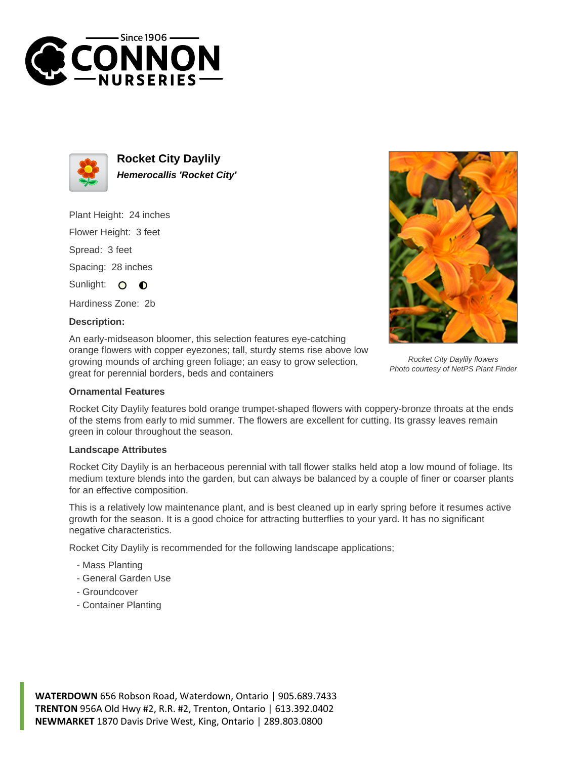# Rocket City Daylily

***Hemerocallis 'Rocket City'***

Plant Height: 24 inches

Flower Height: 3 feet

Spread: 3 feet

Spacing: 28 inches

Sunlight: ○ ◐

Hardiness Zone: 2b

**Description:**

An early-midseason bloomer, this selection features eye-catching orange flowers with copper eyezones; tall, sturdy stems rise above low growing mounds of arching green foliage; an easy to grow selection, great for perennial borders, beds and containers

*Rocket City Daylily flowers*
*Photo courtesy of NetPS Plant Finder*

### Ornamental Features

Rocket City Daylily features bold orange trumpet-shaped flowers with coppery-bronze throats at the ends of the stems from early to mid summer. The flowers are excellent for cutting. Its grassy leaves remain green in colour throughout the season.

### Landscape Attributes

Rocket City Daylily is an herbaceous perennial with tall flower stalks held atop a low mound of foliage. Its medium texture blends into the garden, but can always be balanced by a couple of finer or coarser plants for an effective composition.

This is a relatively low maintenance plant, and is best cleaned up in early spring before it resumes active growth for the season. It is a good choice for attracting butterflies to your yard. It has no significant negative characteristics.

Rocket City Daylily is recommended for the following landscape applications;

- Mass Planting
- General Garden Use
- Groundcover
- Container Planting

**WATERDOWN** 656 Robson Road, Waterdown, Ontario | 905.689.7433
**TRENTON** 956A Old Hwy #2, R.R. #2, Trenton, Ontario | 613.392.0402
**NEWMARKET** 1870 Davis Drive West, King, Ontario | 289.803.0800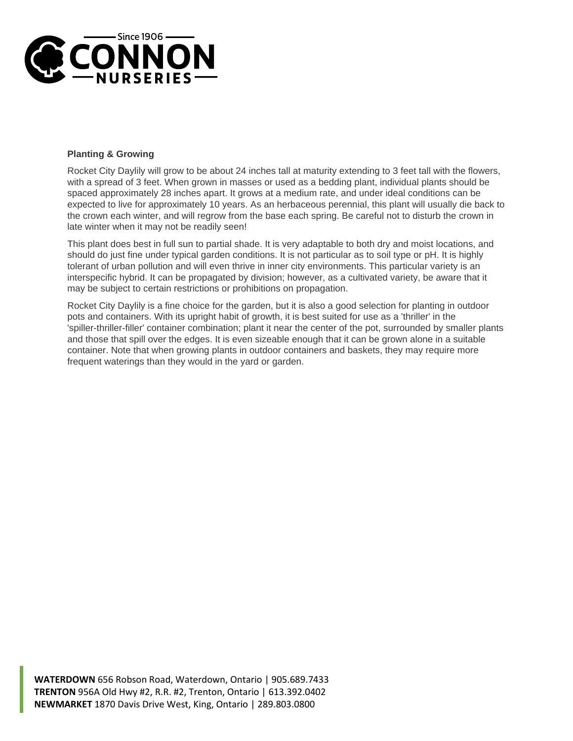**Planting & Growing**

Rocket City Daylily will grow to be about 24 inches tall at maturity extending to 3 feet tall with the flowers, with a spread of 3 feet. When grown in masses or used as a bedding plant, individual plants should be spaced approximately 28 inches apart. It grows at a medium rate, and under ideal conditions can be expected to live for approximately 10 years. As an herbaceous perennial, this plant will usually die back to the crown each winter, and will regrow from the base each spring. Be careful not to disturb the crown in late winter when it may not be readily seen!

This plant does best in full sun to partial shade. It is very adaptable to both dry and moist locations, and should do just fine under typical garden conditions. It is not particular as to soil type or pH. It is highly tolerant of urban pollution and will even thrive in inner city environments. This particular variety is an interspecific hybrid. It can be propagated by division; however, as a cultivated variety, be aware that it may be subject to certain restrictions or prohibitions on propagation.

Rocket City Daylily is a fine choice for the garden, but it is also a good selection for planting in outdoor pots and containers. With its upright habit of growth, it is best suited for use as a 'thriller' in the 'spiller-thriller-filler' container combination; plant it near the center of the pot, surrounded by smaller plants and those that spill over the edges. It is even sizeable enough that it can be grown alone in a suitable container. Note that when growing plants in outdoor containers and baskets, they may require more frequent waterings than they would in the yard or garden.